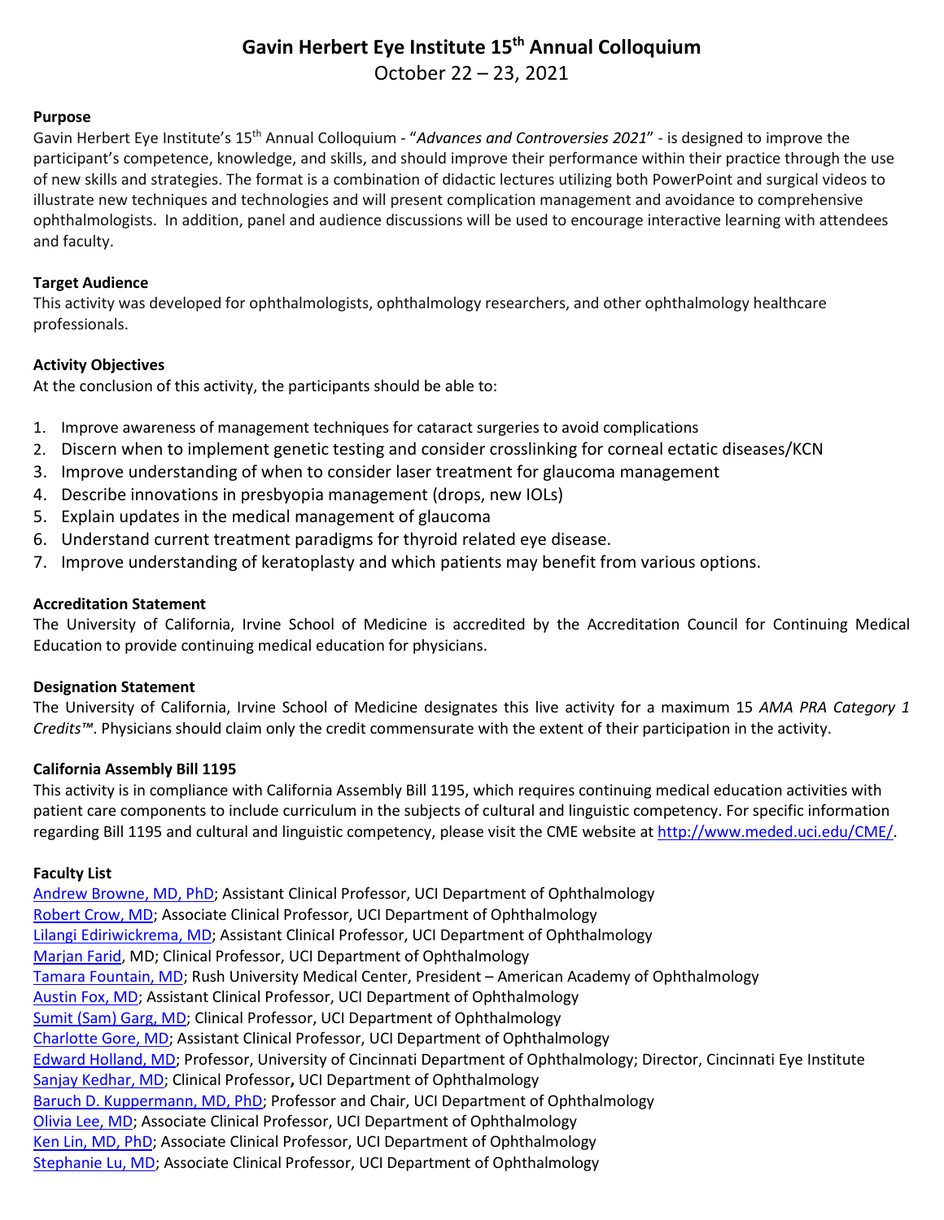# Gavin Herbert Eye Institute 15th Annual Colloquium

October 22 – 23, 2021

**Purpose**

Gavin Herbert Eye Institute's 15th Annual Colloquium - "*Advances and Controversies 2021*" - is designed to improve the participant's competence, knowledge, and skills, and should improve their performance within their practice through the use of new skills and strategies. The format is a combination of didactic lectures utilizing both PowerPoint and surgical videos to illustrate new techniques and technologies and will present complication management and avoidance to comprehensive ophthalmologists. In addition, panel and audience discussions will be used to encourage interactive learning with attendees and faculty.

**Target Audience**

This activity was developed for ophthalmologists, ophthalmology researchers, and other ophthalmology healthcare professionals.

**Activity Objectives**

At the conclusion of this activity, the participants should be able to:

1. Improve awareness of management techniques for cataract surgeries to avoid complications
2. Discern when to implement genetic testing and consider crosslinking for corneal ectatic diseases/KCN
3. Improve understanding of when to consider laser treatment for glaucoma management
4. Describe innovations in presbyopia management (drops, new IOLs)
5. Explain updates in the medical management of glaucoma
6. Understand current treatment paradigms for thyroid related eye disease.
7. Improve understanding of keratoplasty and which patients may benefit from various options.

**Accreditation Statement**

The University of California, Irvine School of Medicine is accredited by the Accreditation Council for Continuing Medical Education to provide continuing medical education for physicians.

**Designation Statement**

The University of California, Irvine School of Medicine designates this live activity for a maximum 15 *AMA PRA Category 1 Credits™*. Physicians should claim only the credit commensurate with the extent of their participation in the activity.

**California Assembly Bill 1195**

This activity is in compliance with California Assembly Bill 1195, which requires continuing medical education activities with patient care components to include curriculum in the subjects of cultural and linguistic competency. For specific information regarding Bill 1195 and cultural and linguistic competency, please visit the CME website at http://www.meded.uci.edu/CME/.

**Faculty List**

Andrew Browne, MD, PhD; Assistant Clinical Professor, UCI Department of Ophthalmology
Robert Crow, MD; Associate Clinical Professor, UCI Department of Ophthalmology
Lilangi Ediriwickrema, MD; Assistant Clinical Professor, UCI Department of Ophthalmology
Marjan Farid, MD; Clinical Professor, UCI Department of Ophthalmology
Tamara Fountain, MD; Rush University Medical Center, President – American Academy of Ophthalmology
Austin Fox, MD; Assistant Clinical Professor, UCI Department of Ophthalmology
Sumit (Sam) Garg, MD; Clinical Professor, UCI Department of Ophthalmology
Charlotte Gore, MD; Assistant Clinical Professor, UCI Department of Ophthalmology
Edward Holland, MD; Professor, University of Cincinnati Department of Ophthalmology; Director, Cincinnati Eye Institute
Sanjay Kedhar, MD; Clinical Professor, UCI Department of Ophthalmology
Baruch D. Kuppermann, MD, PhD; Professor and Chair, UCI Department of Ophthalmology
Olivia Lee, MD; Associate Clinical Professor, UCI Department of Ophthalmology
Ken Lin, MD, PhD; Associate Clinical Professor, UCI Department of Ophthalmology
Stephanie Lu, MD; Associate Clinical Professor, UCI Department of Ophthalmology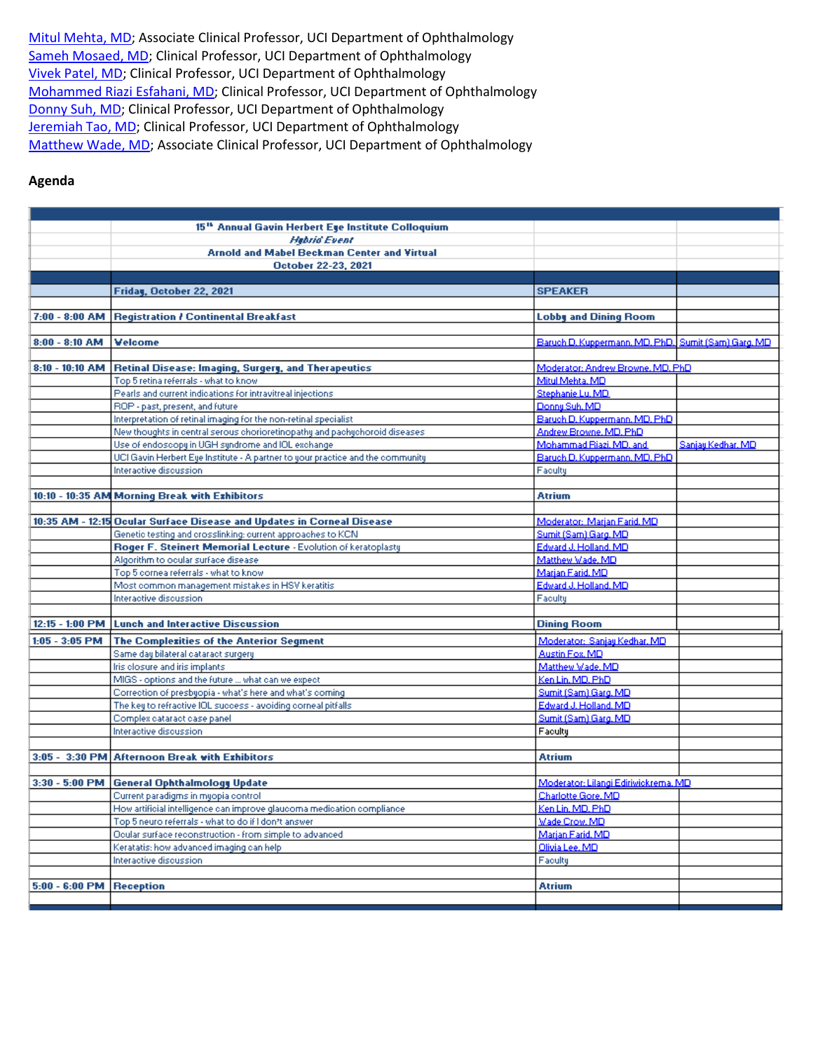Mitul Mehta, MD; Associate Clinical Professor, UCI Department of Ophthalmology
Sameh Mosaed, MD; Clinical Professor, UCI Department of Ophthalmology
Vivek Patel, MD; Clinical Professor, UCI Department of Ophthalmology
Mohammed Riazi Esfahani, MD; Clinical Professor, UCI Department of Ophthalmology
Donny Suh, MD; Clinical Professor, UCI Department of Ophthalmology
Jeremiah Tao, MD; Clinical Professor, UCI Department of Ophthalmology
Matthew Wade, MD; Associate Clinical Professor, UCI Department of Ophthalmology

**Agenda**

| | 15th Annual Gavin Herbert Eye Institute Colloquium<br>*Hybrid Event*<br>Arnold and Mabel Beckman Center and Virtual<br>October 22-23, 2021 | | |
|---|---|---|---|
| | **Friday, October 22, 2021** | **SPEAKER** | |
| **7:00 - 8:00 AM** | **Registration / Continental Breakfast** | **Lobby and Dining Room** | |
| **8:00 - 8:10 AM** | **Welcome** | Baruch D. Kuppermann, MD, PhD | Sumit (Sam) Garg, MD |
| **8:10 - 10:10 AM** | **Retinal Disease: Imaging, Surgery, and Therapeutics** | Moderator: Andrew Browne, MD, PhD | |
| | Top 5 retina referrals - what to know | Mitul Mehta, MD | |
| | Pearls and current indications for intravitreal injections | Stephanie Lu, MD | |
| | ROP - past, present, and future | Donny Suh, MD | |
| | Interpretation of retinal imaging for the non-retinal specialist | Baruch D. Kuppermann, MD, PhD | |
| | New thoughts in central serous chorioretinopathy and pachychoroid diseases | Andrew Browne, MD, PhD | |
| | Use of endoscopy in UGH syndrome and IOL exchange | Mohammad Riazi, MD, and | Sanjay Kedhar, MD |
| | UCI Gavin Herbert Eye Institute - A partner to your practice and the community | Baruch D. Kuppermann, MD, PhD | |
| | Interactive discussion | Faculty | |
| **10:10 - 10:35 AM** | **Morning Break with Exhibitors** | **Atrium** | |
| **10:35 AM - 12:15** | **Ocular Surface Disease and Updates in Corneal Disease** | Moderator: Marjan Farid, MD | |
| | Genetic testing and crosslinking: current approaches to KCN | Sumit (Sam) Garg, MD | |
| | **Roger F. Steinert Memorial Lecture** - Evolution of keratoplasty | Edward J. Holland, MD | |
| | Algorithm to ocular surface disease | Matthew Wade, MD | |
| | Top 5 cornea referrals - what to know | Marjan Farid, MD | |
| | Most common management mistakes in HSV keratitis | Edward J. Holland, MD | |
| | Interactive discussion | Faculty | |
| **12:15 - 1:00 PM** | **Lunch and Interactive Discussion** | **Dining Room** | |
| **1:05 - 3:05 PM** | **The Complexities of the Anterior Segment** | Moderator: Sanjay Kedhar, MD | |
| | Same day bilateral cataract surgery | Austin Fox, MD | |
| | Iris closure and iris implants | Matthew Wade, MD | |
| | MIGS - options and the future ... what can we expect | Ken Lin, MD, PhD | |
| | Correction of presbyopia - what's here and what's coming | Sumit (Sam) Garg, MD | |
| | The key to refractive IOL success - avoiding corneal pitfalls | Edward J. Holland, MD | |
| | Complex cataract case panel | Sumit (Sam) Garg, MD | |
| | Interactive discussion | Faculty | |
| **3:05 - 3:30 PM** | **Afternoon Break with Exhibitors** | **Atrium** | |
| **3:30 - 5:00 PM** | **General Ophthalmology Update** | Moderator: Lilangi Ediriwickrema, MD | |
| | Current paradigms in myopia control | Charlotte Gore, MD | |
| | How artificial intelligence can improve glaucoma medication compliance | Ken Lin, MD, PhD | |
| | Top 5 neuro referrals - what to do if I don't answer | Wade Crow, MD | |
| | Ocular surface reconstruction - from simple to advanced | Marjan Farid, MD | |
| | Keratitis: how advanced imaging can help | Olivia Lee, MD | |
| | Interactive discussion | Faculty | |
| **5:00 - 6:00 PM** | **Reception** | **Atrium** | |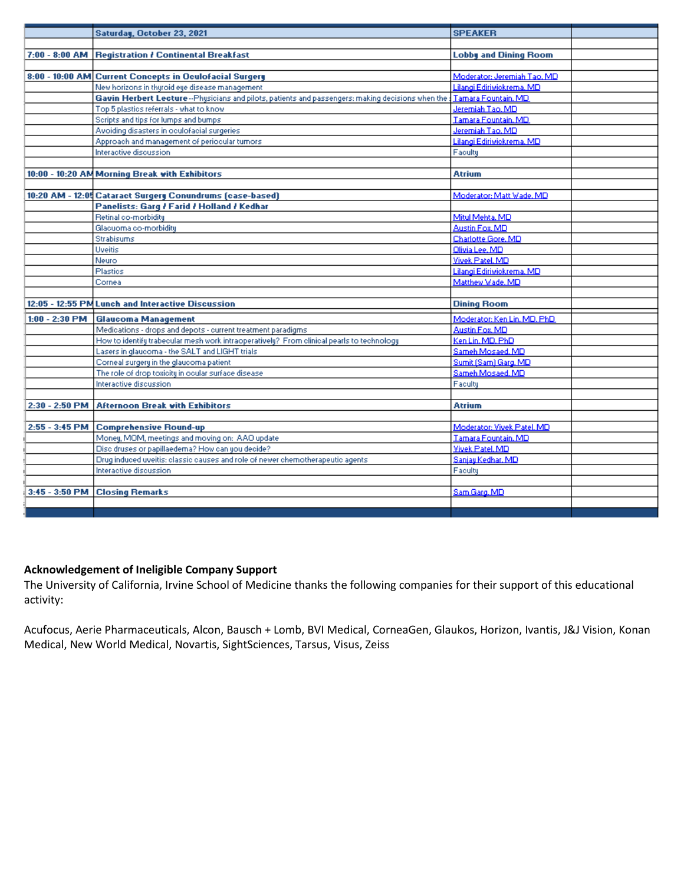| | Saturday, October 23, 2021 | SPEAKER | |
|---|---|---|---|
| | | | |
| 7:00 - 8:00 AM | Registration / Continental Breakfast | Lobby and Dining Room | |
| | | | |
| 8:00 - 10:00 AM | Current Concepts in Oculofacial Surgery | Moderator: Jeremiah Tao, MD | |
| | New horizons in thyroid eye disease management | Lilangi Ediriwickrema, MD | |
| | **Gavin Herbert Lecture**--Physicians and pilots, patients and passengers: making decisions when the | Tamara Fountain, MD | |
| | Top 5 plastics referrals - what to know | Jeremiah Tao, MD | |
| | Scripts and tips for lumps and bumps | Tamara Fountain, MD | |
| | Avoiding disasters in oculofacial surgeries | Jeremiah Tao, MD | |
| | Approach and management of periocular tumors | Lilangi Ediriwickrema, MD | |
| | Interactive discussion | Faculty | |
| | | | |
| 10:00 - 10:20 AM | Morning Break with Exhibitors | Atrium | |
| | | | |
| 10:20 AM - 12:05 | Cataract Surgery Conundrums (case-based) | Moderator: Matt Wade, MD | |
| | Panelists: Garg / Farid / Holland / Kedhar | | |
| | Retinal co-morbidity | Mitul Mehta, MD | |
| | Glacuoma co-morbidity | Austin Fox, MD | |
| | Strabisums | Charlotte Gore, MD | |
| | Uveitis | Olivia Lee, MD | |
| | Neuro | Vivek Patel, MD | |
| | Plastics | Lilangi Ediriwickrema, MD | |
| | Cornea | Matthew Wade, MD | |
| | | | |
| 12:05 - 12:55 PM | Lunch and Interactive Discussion | Dining Room | |
| | | | |
| 1:00 - 2:30 PM | Glaucoma Management | Moderator: Ken Lin, MD, PhD | |
| | Medications - drops and depots - current treatment paradigms | Austin Fox, MD | |
| | How to identify trabecular mesh work intraoperatively? From clinical pearls to technology | Ken Lin, MD, PhD | |
| | Lasers in glaucoma - the SALT and LIGHT trials | Sameh Mosaed, MD | |
| | Corneal surgery in the glaucoma patient | Sumit (Sam) Garg, MD | |
| | The role of drop toxicity in ocular surface disease | Sameh Mosaed, MD | |
| | Interactive discussion | Faculty | |
| | | | |
| 2:30 - 2:50 PM | Afternoon Break with Exhibitors | Atrium | |
| | | | |
| 2:55 - 3:45 PM | Comprehensive Round-up | Moderator: Vivek Patel, MD | |
| | Money, MOM, meetings and moving on: AAO update | Tamara Fountain, MD | |
| | Disc druses or papillaedema? How can you decide? | Vivek Patel, MD | |
| | Drug induced uveitis: classic causes and role of newer chemotherapeutic agents | Sanjay Kedhar, MD | |
| | Interactive discussion | Faculty | |
| | | | |
| 3:45 - 3:50 PM | Closing Remarks | Sam Garg, MD | |

**Acknowledgement of Ineligible Company Support**

The University of California, Irvine School of Medicine thanks the following companies for their support of this educational activity:

Acufocus, Aerie Pharmaceuticals, Alcon, Bausch + Lomb, BVI Medical, CorneaGen, Glaukos, Horizon, Ivantis, J&J Vision, Konan Medical, New World Medical, Novartis, SightSciences, Tarsus, Visus, Zeiss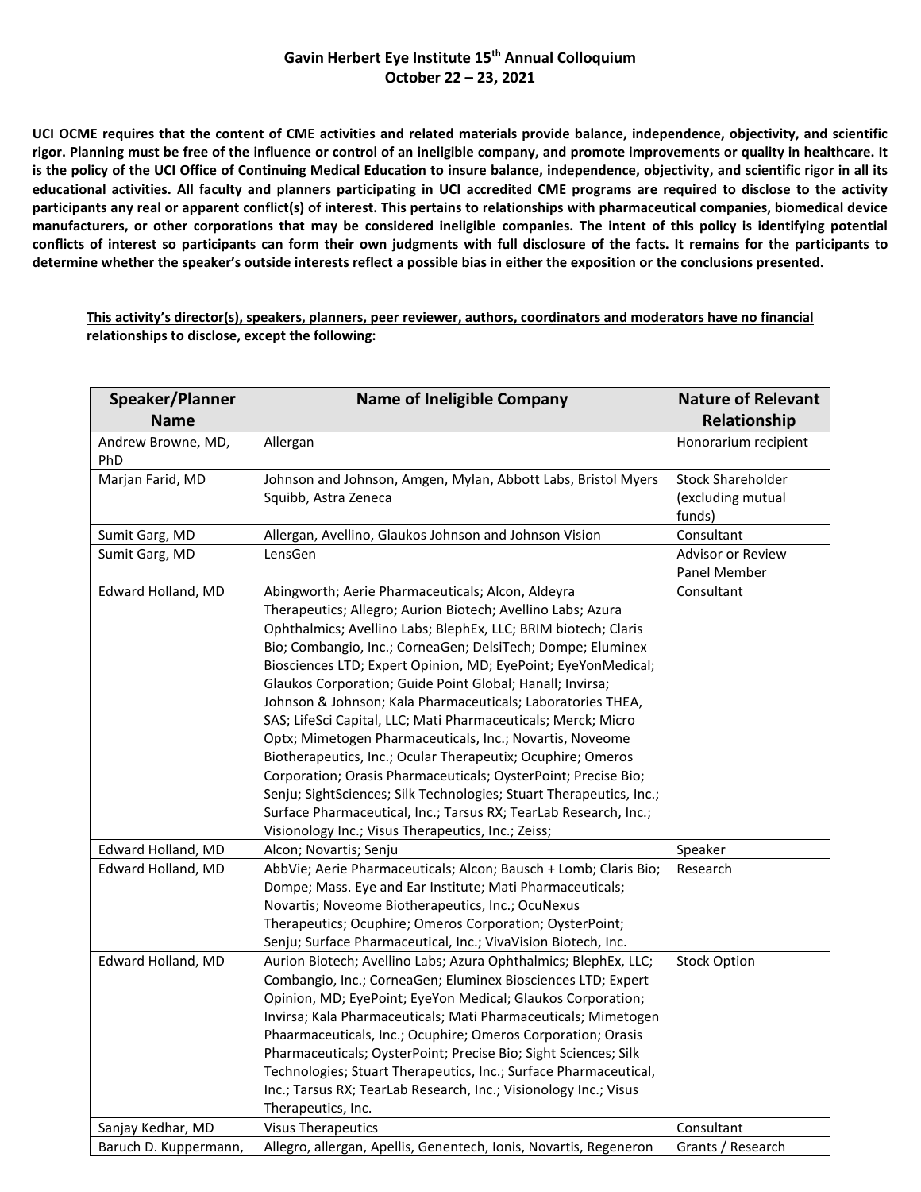# Gavin Herbert Eye Institute 15th Annual Colloquium
# October 22 – 23, 2021

**UCI OCME requires that the content of CME activities and related materials provide balance, independence, objectivity, and scientific rigor. Planning must be free of the influence or control of an ineligible company, and promote improvements or quality in healthcare. It is the policy of the UCI Office of Continuing Medical Education to insure balance, independence, objectivity, and scientific rigor in all its educational activities. All faculty and planners participating in UCI accredited CME programs are required to disclose to the activity participants any real or apparent conflict(s) of interest. This pertains to relationships with pharmaceutical companies, biomedical device manufacturers, or other corporations that may be considered ineligible companies. The intent of this policy is identifying potential conflicts of interest so participants can form their own judgments with full disclosure of the facts. It remains for the participants to determine whether the speaker's outside interests reflect a possible bias in either the exposition or the conclusions presented.**

**This activity's director(s), speakers, planners, peer reviewer, authors, coordinators and moderators have no financial relationships to disclose, except the following:**

| Speaker/Planner Name | Name of Ineligible Company | Nature of Relevant Relationship |
|---|---|---|
| Andrew Browne, MD, PhD | Allergan | Honorarium recipient |
| Marjan Farid, MD | Johnson and Johnson, Amgen, Mylan, Abbott Labs, Bristol Myers Squibb, Astra Zeneca | Stock Shareholder (excluding mutual funds) |
| Sumit Garg, MD | Allergan, Avellino, Glaukos Johnson and Johnson Vision | Consultant |
| Sumit Garg, MD | LensGen | Advisor or Review Panel Member |
| Edward Holland, MD | Abingworth; Aerie Pharmaceuticals; Alcon, Aldeyra Therapeutics; Allegro; Aurion Biotech; Avellino Labs; Azura Ophthalmics; Avellino Labs; BlephEx, LLC; BRIM biotech; Claris Bio; Combangio, Inc.; CorneaGen; DelsiTech; Dompe; Eluminex Biosciences LTD; Expert Opinion, MD; EyePoint; EyeYonMedical; Glaukos Corporation; Guide Point Global; Hanall; Invirsa; Johnson & Johnson; Kala Pharmaceuticals; Laboratories THEA, SAS; LifeSci Capital, LLC; Mati Pharmaceuticals; Merck; Micro Optx; Mimetogen Pharmaceuticals, Inc.; Novartis, Noveome Biotherapeutics, Inc.; Ocular Therapeutix; Ocuphire; Omeros Corporation; Orasis Pharmaceuticals; OysterPoint; Precise Bio; Senju; SightSciences; Silk Technologies; Stuart Therapeutics, Inc.; Surface Pharmaceutical, Inc.; Tarsus RX; TearLab Research, Inc.; Visionology Inc.; Visus Therapeutics, Inc.; Zeiss; | Consultant |
| Edward Holland, MD | Alcon; Novartis; Senju | Speaker |
| Edward Holland, MD | AbbVie; Aerie Pharmaceuticals; Alcon; Bausch + Lomb; Claris Bio; Dompe; Mass. Eye and Ear Institute; Mati Pharmaceuticals; Novartis; Noveome Biotherapeutics, Inc.; OcuNexus Therapeutics; Ocuphire; Omeros Corporation; OysterPoint; Senju; Surface Pharmaceutical, Inc.; VivaVision Biotech, Inc. | Research |
| Edward Holland, MD | Aurion Biotech; Avellino Labs; Azura Ophthalmics; BlephEx, LLC; Combangio, Inc.; CorneaGen; Eluminex Biosciences LTD; Expert Opinion, MD; EyePoint; EyeYon Medical; Glaukos Corporation; Invirsa; Kala Pharmaceuticals; Mati Pharmaceuticals; Mimetogen Phaarmaceuticals, Inc.; Ocuphire; Omeros Corporation; Orasis Pharmaceuticals; OysterPoint; Precise Bio; Sight Sciences; Silk Technologies; Stuart Therapeutics, Inc.; Surface Pharmaceutical, Inc.; Tarsus RX; TearLab Research, Inc.; Visionology Inc.; Visus Therapeutics, Inc. | Stock Option |
| Sanjay Kedhar, MD | Visus Therapeutics | Consultant |
| Baruch D. Kuppermann, | Allegro, allergan, Apellis, Genentech, Ionis, Novartis, Regeneron | Grants / Research |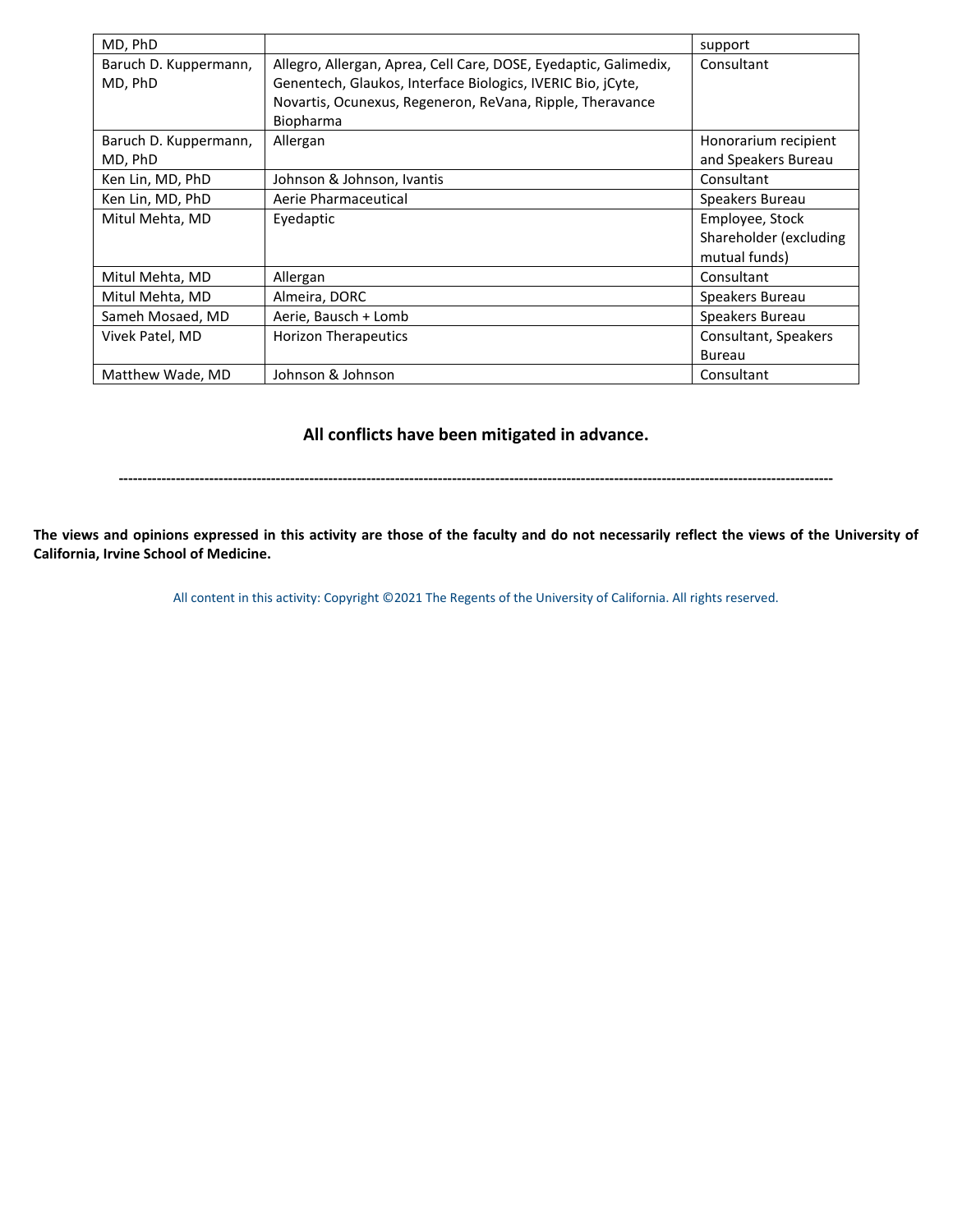| | | |
|---|---|---|
| MD, PhD | | support |
| Baruch D. Kuppermann, MD, PhD | Allegro, Allergan, Aprea, Cell Care, DOSE, Eyedaptic, Galimedix, Genentech, Glaukos, Interface Biologics, IVERIC Bio, jCyte, Novartis, Ocunexus, Regeneron, ReVana, Ripple, Theravance Biopharma | Consultant |
| Baruch D. Kuppermann, MD, PhD | Allergan | Honorarium recipient and Speakers Bureau |
| Ken Lin, MD, PhD | Johnson & Johnson, Ivantis | Consultant |
| Ken Lin, MD, PhD | Aerie Pharmaceutical | Speakers Bureau |
| Mitul Mehta, MD | Eyedaptic | Employee, Stock Shareholder (excluding mutual funds) |
| Mitul Mehta, MD | Allergan | Consultant |
| Mitul Mehta, MD | Almeira, DORC | Speakers Bureau |
| Sameh Mosaed, MD | Aerie, Bausch + Lomb | Speakers Bureau |
| Vivek Patel, MD | Horizon Therapeutics | Consultant, Speakers Bureau |
| Matthew Wade, MD | Johnson & Johnson | Consultant |

**All conflicts have been mitigated in advance.**

---

**The views and opinions expressed in this activity are those of the faculty and do not necessarily reflect the views of the University of California, Irvine School of Medicine.**

All content in this activity: Copyright ©2021 The Regents of the University of California. All rights reserved.